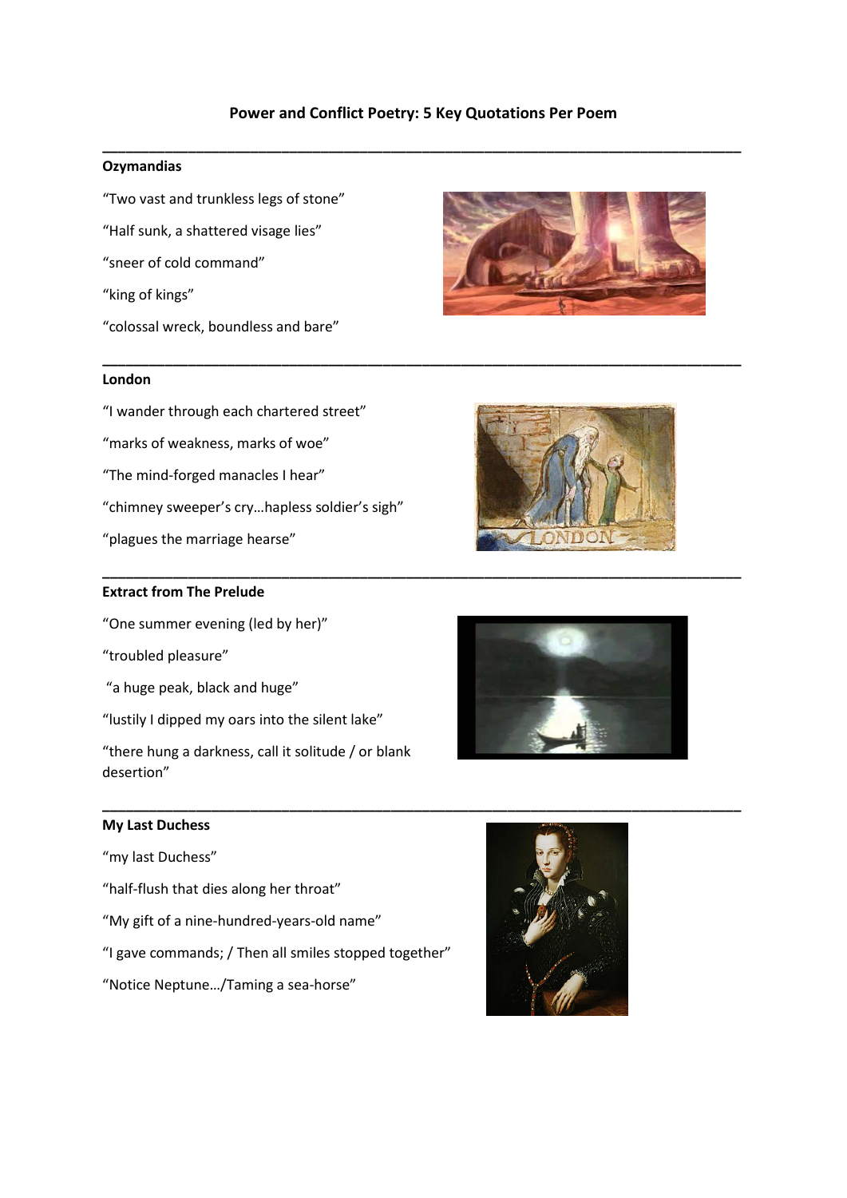# Power and Conflict Poetry: 5 Key Quotations Per Poem

---

## Ozymandias

"Two vast and trunkless legs of stone"

"Half sunk, a shattered visage lies"

"sneer of cold command"

"king of kings"

"colossal wreck, boundless and bare"

---

## London

"I wander through each chartered street"

"marks of weakness, marks of woe"

"The mind-forged manacles I hear"

"chimney sweeper's cry…hapless soldier's sigh"

"plagues the marriage hearse"

---

## Extract from The Prelude

"One summer evening (led by her)"

"troubled pleasure"

"a huge peak, black and huge"

"lustily I dipped my oars into the silent lake"

"there hung a darkness, call it solitude / or blank desertion"

---

## My Last Duchess

"my last Duchess"

"half-flush that dies along her throat"

"My gift of a nine-hundred-years-old name"

"I gave commands; / Then all smiles stopped together"

"Notice Neptune…/Taming a sea-horse"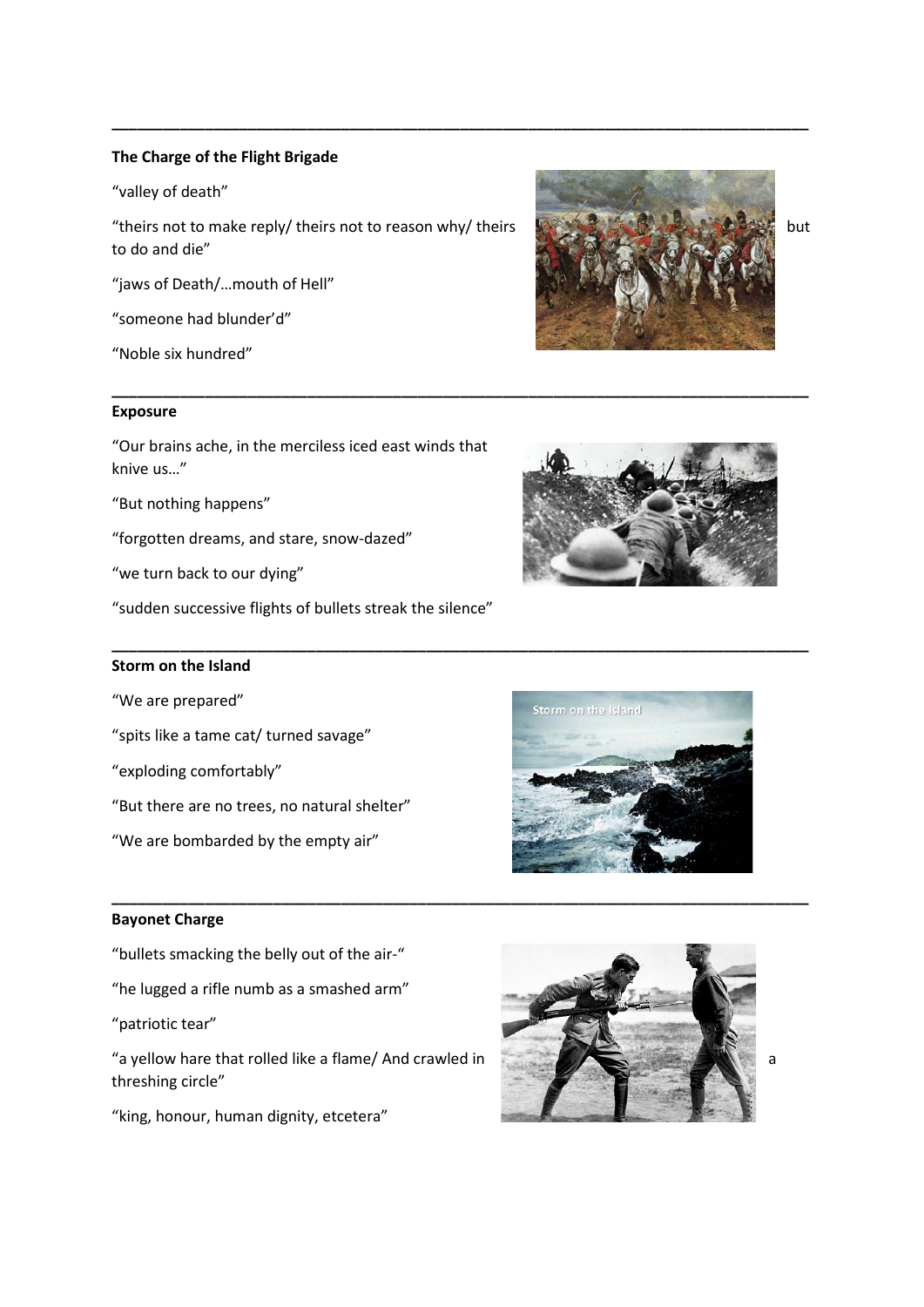## The Charge of the Flight Brigade

"valley of death"

"theirs not to make reply/ theirs not to reason why/ theirs but to do and die"

"jaws of Death/…mouth of Hell"

"someone had blunder'd"

"Noble six hundred"

## Exposure

"Our brains ache, in the merciless iced east winds that knive us…"

"But nothing happens"

"forgotten dreams, and stare, snow-dazed"

"we turn back to our dying"

"sudden successive flights of bullets streak the silence"

## Storm on the Island

"We are prepared"

"spits like a tame cat/ turned savage"

"exploding comfortably"

"But there are no trees, no natural shelter"

"We are bombarded by the empty air"

## Bayonet Charge

"bullets smacking the belly out of the air-"

"he lugged a rifle numb as a smashed arm"

"patriotic tear"

"a yellow hare that rolled like a flame/ And crawled in a threshing circle"

"king, honour, human dignity, etcetera"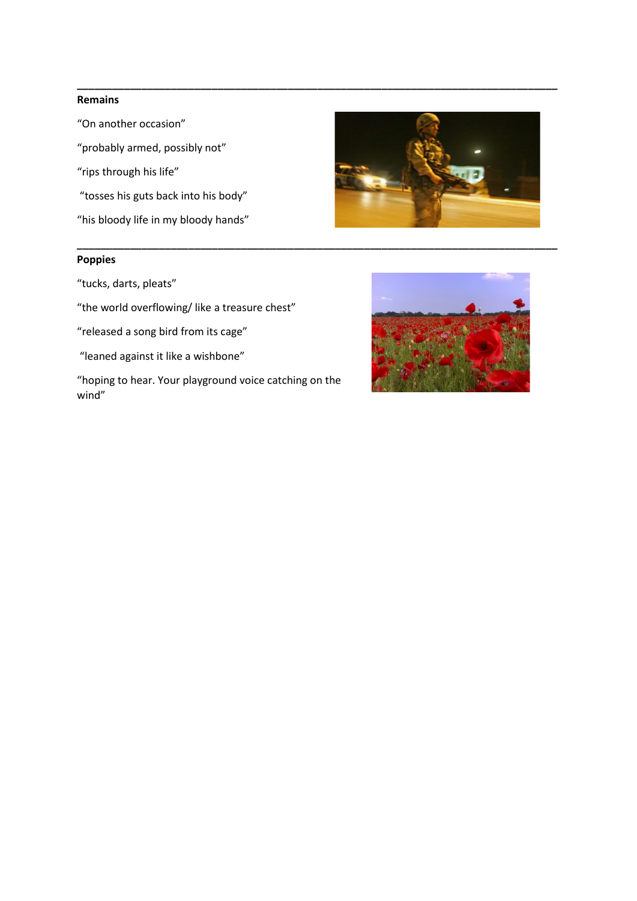---

**Remains**

"On another occasion"

"probably armed, possibly not"

"rips through his life"

"tosses his guts back into his body"

"his bloody life in my bloody hands"

---

**Poppies**

"tucks, darts, pleats"

"the world overflowing/ like a treasure chest"

"released a song bird from its cage"

"leaned against it like a wishbone"

"hoping to hear. Your playground voice catching on the wind"